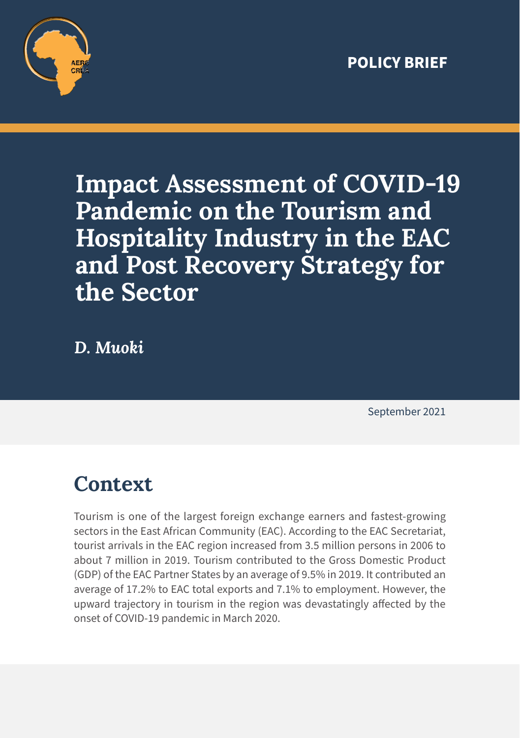POLICY BRIEF

# Impact Assessment of COVID-19 Pandemic on the Tourism and Hospitality Industry in the EAC and Post Recovery Strategy for the Sector

*D. Muoki*

September 2021

## Context

Tourism is one of the largest foreign exchange earners and fastest-growing sectors in the East African Community (EAC). According to the EAC Secretariat, tourist arrivals in the EAC region increased from 3.5 million persons in 2006 to about 7 million in 2019. Tourism contributed to the Gross Domestic Product (GDP) of the EAC Partner States by an average of 9.5% in 2019. It contributed an average of 17.2% to EAC total exports and 7.1% to employment. However, the upward trajectory in tourism in the region was devastatingly affected by the onset of COVID-19 pandemic in March 2020.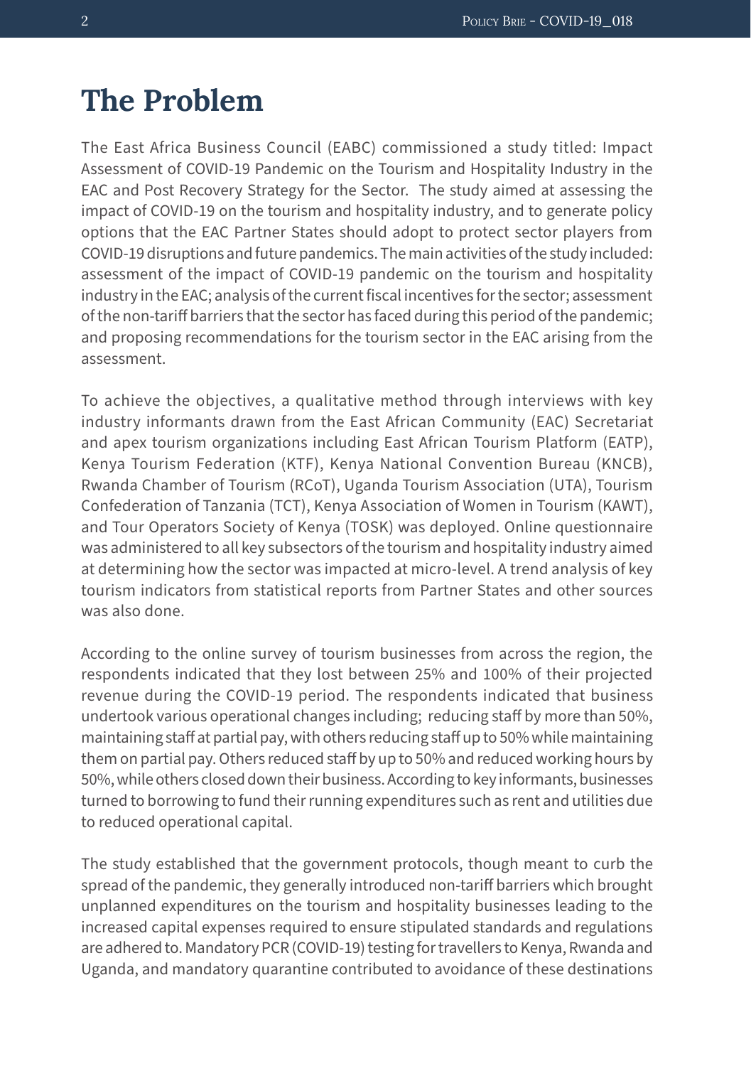# The Problem

The East Africa Business Council (EABC) commissioned a study titled: Impact Assessment of COVID-19 Pandemic on the Tourism and Hospitality Industry in the EAC and Post Recovery Strategy for the Sector. The study aimed at assessing the impact of COVID-19 on the tourism and hospitality industry, and to generate policy options that the EAC Partner States should adopt to protect sector players from COVID-19 disruptions and future pandemics. The main activities of the study included: assessment of the impact of COVID-19 pandemic on the tourism and hospitality industry in the EAC; analysis of the current fiscal incentives for the sector; assessment of the non-tariff barriers that the sector has faced during this period of the pandemic; and proposing recommendations for the tourism sector in the EAC arising from the assessment.

To achieve the objectives, a qualitative method through interviews with key industry informants drawn from the East African Community (EAC) Secretariat and apex tourism organizations including East African Tourism Platform (EATP), Kenya Tourism Federation (KTF), Kenya National Convention Bureau (KNCB), Rwanda Chamber of Tourism (RCoT), Uganda Tourism Association (UTA), Tourism Confederation of Tanzania (TCT), Kenya Association of Women in Tourism (KAWT), and Tour Operators Society of Kenya (TOSK) was deployed. Online questionnaire was administered to all key subsectors of the tourism and hospitality industry aimed at determining how the sector was impacted at micro-level. A trend analysis of key tourism indicators from statistical reports from Partner States and other sources was also done.

According to the online survey of tourism businesses from across the region, the respondents indicated that they lost between 25% and 100% of their projected revenue during the COVID-19 period. The respondents indicated that business undertook various operational changes including; reducing staff by more than 50%, maintaining staff at partial pay, with others reducing staff up to 50% while maintaining them on partial pay. Others reduced staff by up to 50% and reduced working hours by 50%, while others closed down their business. According to key informants, businesses turned to borrowing to fund their running expenditures such as rent and utilities due to reduced operational capital.

The study established that the government protocols, though meant to curb the spread of the pandemic, they generally introduced non-tariff barriers which brought unplanned expenditures on the tourism and hospitality businesses leading to the increased capital expenses required to ensure stipulated standards and regulations are adhered to. Mandatory PCR (COVID-19) testing for travellers to Kenya, Rwanda and Uganda, and mandatory quarantine contributed to avoidance of these destinations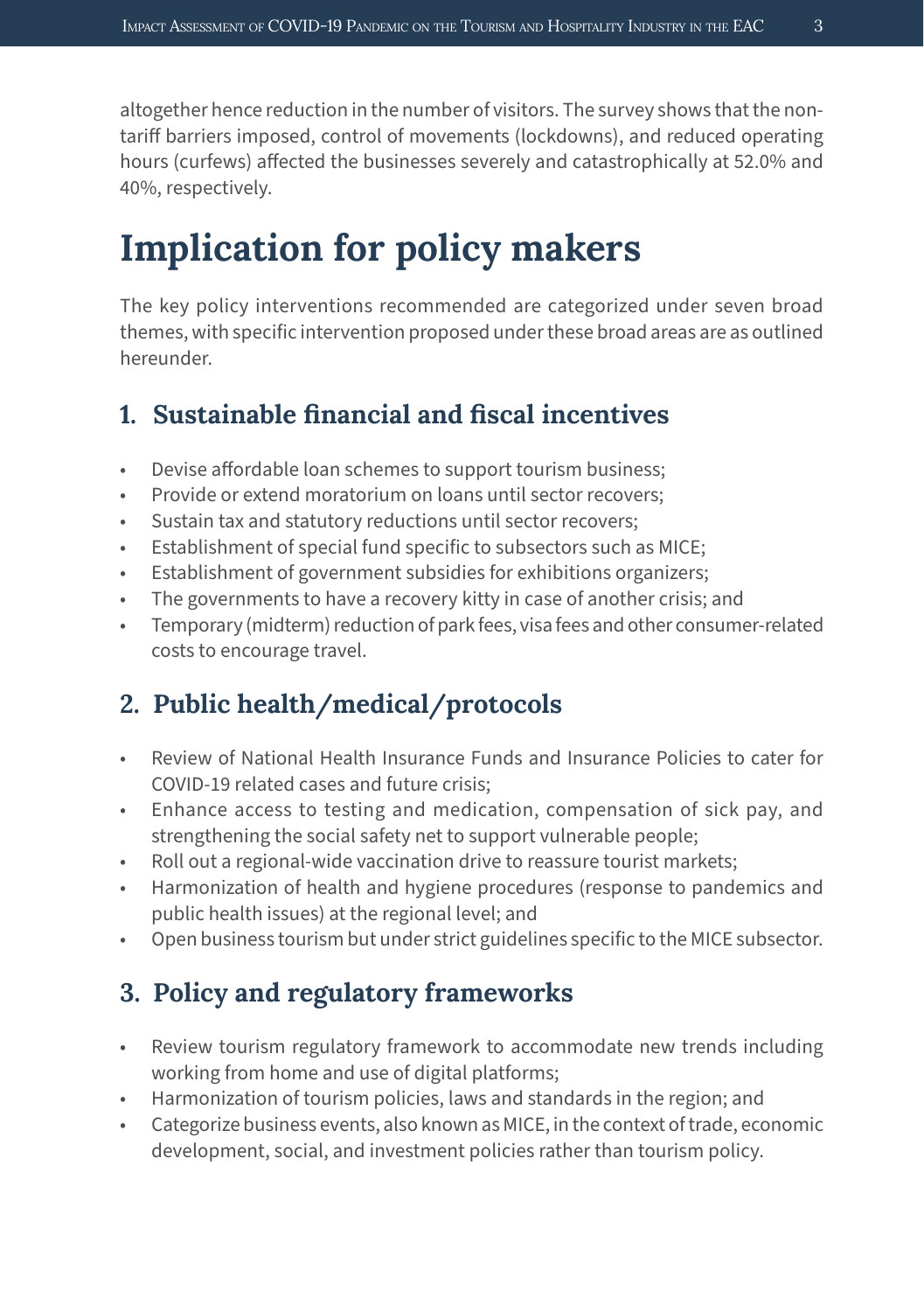altogether hence reduction in the number of visitors. The survey shows that the non-tariff barriers imposed, control of movements (lockdowns), and reduced operating hours (curfews) affected the businesses severely and catastrophically at 52.0% and 40%, respectively.

# Implication for policy makers

The key policy interventions recommended are categorized under seven broad themes, with specific intervention proposed under these broad areas are as outlined hereunder.

## 1. Sustainable financial and fiscal incentives

- Devise affordable loan schemes to support tourism business;
- Provide or extend moratorium on loans until sector recovers;
- Sustain tax and statutory reductions until sector recovers;
- Establishment of special fund specific to subsectors such as MICE;
- Establishment of government subsidies for exhibitions organizers;
- The governments to have a recovery kitty in case of another crisis; and
- Temporary (midterm) reduction of park fees, visa fees and other consumer-related costs to encourage travel.

## 2. Public health/medical/protocols

- Review of National Health Insurance Funds and Insurance Policies to cater for COVID-19 related cases and future crisis;
- Enhance access to testing and medication, compensation of sick pay, and strengthening the social safety net to support vulnerable people;
- Roll out a regional-wide vaccination drive to reassure tourist markets;
- Harmonization of health and hygiene procedures (response to pandemics and public health issues) at the regional level; and
- Open business tourism but under strict guidelines specific to the MICE subsector.

## 3. Policy and regulatory frameworks

- Review tourism regulatory framework to accommodate new trends including working from home and use of digital platforms;
- Harmonization of tourism policies, laws and standards in the region; and
- Categorize business events, also known as MICE, in the context of trade, economic development, social, and investment policies rather than tourism policy.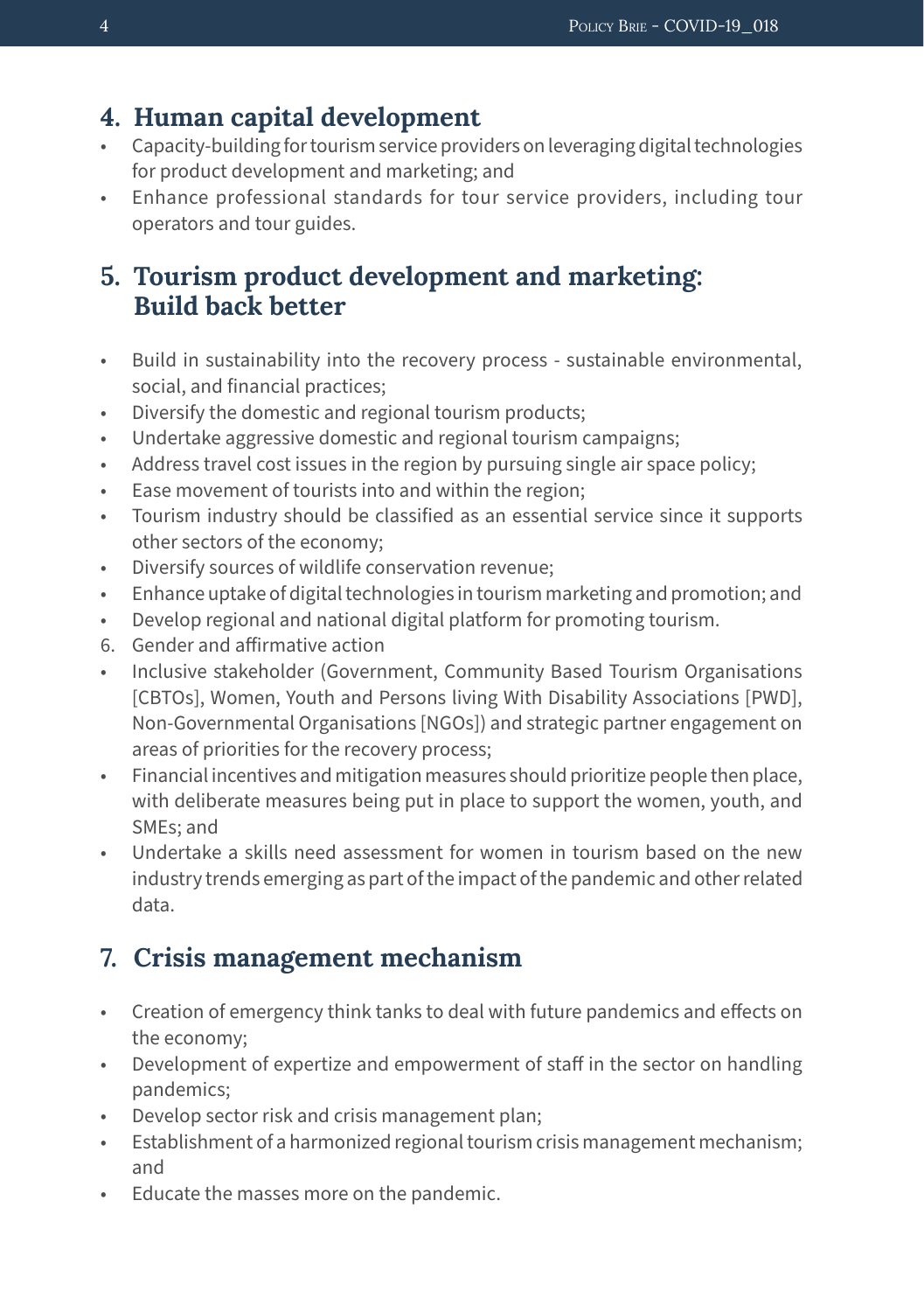## 4. Human capital development

- Capacity-building for tourism service providers on leveraging digital technologies for product development and marketing; and
- Enhance professional standards for tour service providers, including tour operators and tour guides.

## 5. Tourism product development and marketing: Build back better

- Build in sustainability into the recovery process - sustainable environmental, social, and financial practices;
- Diversify the domestic and regional tourism products;
- Undertake aggressive domestic and regional tourism campaigns;
- Address travel cost issues in the region by pursuing single air space policy;
- Ease movement of tourists into and within the region;
- Tourism industry should be classified as an essential service since it supports other sectors of the economy;
- Diversify sources of wildlife conservation revenue;
- Enhance uptake of digital technologies in tourism marketing and promotion; and
- Develop regional and national digital platform for promoting tourism.

6. Gender and affirmative action

- Inclusive stakeholder (Government, Community Based Tourism Organisations [CBTOs], Women, Youth and Persons living With Disability Associations [PWD], Non-Governmental Organisations [NGOs]) and strategic partner engagement on areas of priorities for the recovery process;
- Financial incentives and mitigation measures should prioritize people then place, with deliberate measures being put in place to support the women, youth, and SMEs; and
- Undertake a skills need assessment for women in tourism based on the new industry trends emerging as part of the impact of the pandemic and other related data.

## 7. Crisis management mechanism

- Creation of emergency think tanks to deal with future pandemics and effects on the economy;
- Development of expertize and empowerment of staff in the sector on handling pandemics;
- Develop sector risk and crisis management plan;
- Establishment of a harmonized regional tourism crisis management mechanism; and
- Educate the masses more on the pandemic.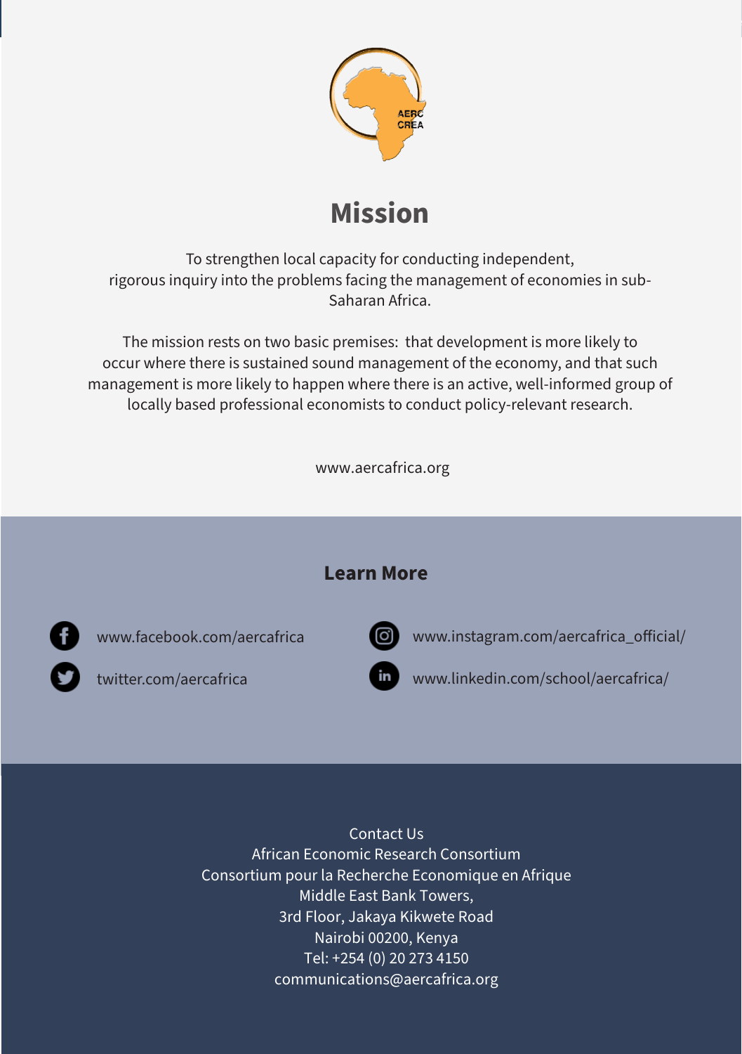## Mission

To strengthen local capacity for conducting independent, rigorous inquiry into the problems facing the management of economies in sub-Saharan Africa.

The mission rests on two basic premises: that development is more likely to occur where there is sustained sound management of the economy, and that such management is more likely to happen where there is an active, well-informed group of locally based professional economists to conduct policy-relevant research.

www.aercafrica.org

## Learn More

www.facebook.com/aercafrica

twitter.com/aercafrica

www.instagram.com/aercafrica_official/

www.linkedin.com/school/aercafrica/

Contact Us
African Economic Research Consortium
Consortium pour la Recherche Economique en Afrique
Middle East Bank Towers,
3rd Floor, Jakaya Kikwete Road
Nairobi 00200, Kenya
Tel: +254 (0) 20 273 4150
communications@aercafrica.org